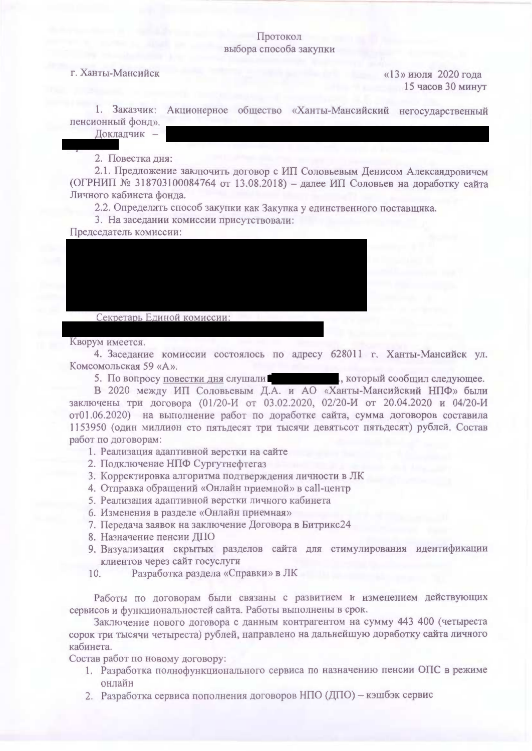# Протокол
## выбора способа закупки

г. Ханты-Мансийск «13» июля 2020 года

15 часов 30 минут

1. Заказчик: Акционерное общество «Ханты-Мансийский негосударственный пенсионный фонд».

Докладчик –

2. Повестка дня:

2.1. Предложение заключить договор с ИП Соловьевым Денисом Александровичем (ОГРНИП № 318703100084764 от 13.08.2018) – далее ИП Соловьев на доработку сайта Личного кабинета фонда.

2.2. Определить способ закупки как Закупка у единственного поставщика.

3. На заседании комиссии присутствовали:

Председатель комиссии:

Секретарь Единой комиссии:

Кворум имеется.

4. Заседание комиссии состоялось по адресу 628011 г. Ханты-Мансийск ул. Комсомольская 59 «А».

5. По вопросу повестки дня слушали , который сообщил следующее.

В 2020 между ИП Соловьевым Д.А. и АО «Ханты-Мансийский НПФ» были заключены три договора (01/20-И от 03.02.2020, 02/20-И от 20.04.2020 и 04/20-И от01.06.2020) на выполнение работ по доработке сайта, сумма договоров составила 1153950 (один миллион сто пятьдесят три тысячи девятьсот пятьдесят) рублей. Состав работ по договорам:

1. Реализация адаптивной верстки на сайте
2. Подключение НПФ Сургутнефтегаз
3. Корректировка алгоритма подтверждения личности в ЛК
4. Отправка обращений «Онлайн приемной» в call-центр
5. Реализация адаптивной верстки личного кабинета
6. Изменения в разделе «Онлайн приемная»
7. Передача заявок на заключение Договора в Битрикс24
8. Назначение пенсии ДПО
9. Визуализация скрытых разделов сайта для стимулирования идентификации клиентов через сайт госуслуги
10. Разработка раздела «Справки» в ЛК

Работы по договорам были связаны с развитием и изменением действующих сервисов и функциональностей сайта. Работы выполнены в срок.

Заключение нового договора с данным контрагентом на сумму 443 400 (четыреста сорок три тысячи четыреста) рублей, направлено на дальнейшую доработку сайта личного кабинета.

Состав работ по новому договору:

1. Разработка полнофункционального сервиса по назначению пенсии ОПС в режиме онлайн
2. Разработка сервиса пополнения договоров НПО (ДПО) – кэшбэк сервис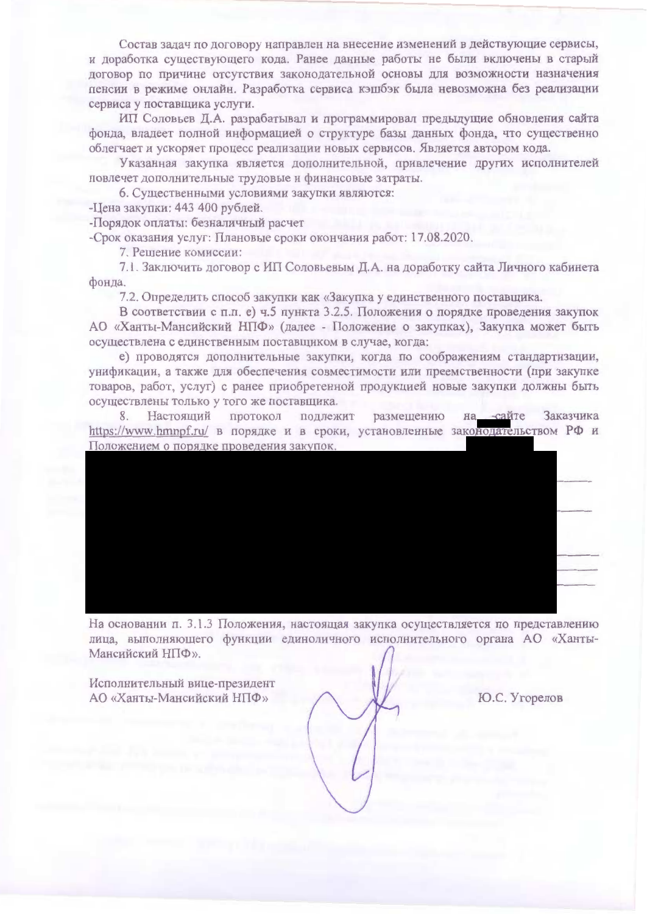Состав задач по договору направлен на внесение изменений в действующие сервисы, и доработка существующего кода. Ранее данные работы не были включены в старый договор по причине отсутствия законодательной основы для возможности назначения пенсии в режиме онлайн. Разработка сервиса кэшбэк была невозможна без реализации сервиса у поставщика услуги.

ИП Соловьев Д.А. разрабатывал и программировал предыдущие обновления сайта фонда, владеет полной информацией о структуре базы данных фонда, что существенно облегчает и ускоряет процесс реализации новых сервисов. Является автором кода.

Указанная закупка является дополнительной, привлечение других исполнителей повлечет дополнительные трудовые и финансовые затраты.

6. Существенными условиями закупки являются:

-Цена закупки: 443 400 рублей.

-Порядок оплаты: безналичный расчет

-Срок оказания услуг: Плановые сроки окончания работ: 17.08.2020.

7. Решение комиссии:

7.1. Заключить договор с ИП Соловьевым Д.А. на доработку сайта Личного кабинета фонда.

7.2. Определить способ закупки как «Закупка у единственного поставщика.

В соответствии с п.п. е) ч.5 пункта 3.2.5. Положения о порядке проведения закупок АО «Ханты-Мансийский НПФ» (далее - Положение о закупках), Закупка может быть осуществлена с единственным поставщиком в случае, когда:

е) проводятся дополнительные закупки, когда по соображениям стандартизации, унификации, а также для обеспечения совместимости или преемственности (при закупке товаров, работ, услуг) с ранее приобретенной продукцией новые закупки должны быть осуществлены только у того же поставщика.

8. Настоящий протокол подлежит размещению на сайте Заказчика https://www.hmnpf.ru/ в порядке и в сроки, установленные законодательством РФ и Положением о порядке проведения закупок.

На основании п. 3.1.3 Положения, настоящая закупка осуществляется по представлению лица, выполняющего функции единоличного исполнительного органа АО «Ханты-Мансийский НПФ».

Исполнительный вице-президент
АО «Ханты-Мансийский НПФ» Ю.С. Угорелов